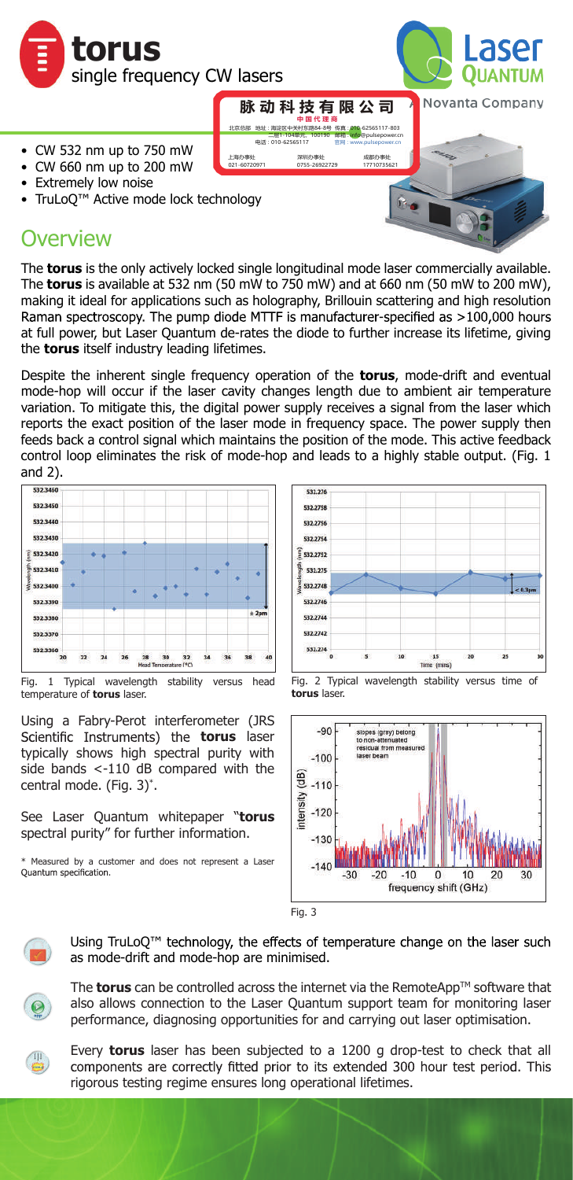# torus

single frequency CW lasers

- CW 532 nm up to 750 mW
- CW 660 nm up to 200 mW
- Extremely low noise
- TruLoQ™ Active mode lock technology

## Overview

The **torus** is the only actively locked single longitudinal mode laser commercially available. The **torus** is available at 532 nm (50 mW to 750 mW) and at 660 nm (50 mW to 200 mW), making it ideal for applications such as holography, Brillouin scattering and high resolution Raman spectroscopy. The pump diode MTTF is manufacturer-specified as >100,000 hours at full power, but Laser Quantum de-rates the diode to further increase its lifetime, giving the **torus** itself industry leading lifetimes.

Despite the inherent single frequency operation of the **torus**, mode-drift and eventual mode-hop will occur if the laser cavity changes length due to ambient air temperature variation. To mitigate this, the digital power supply receives a signal from the laser which reports the exact position of the laser mode in frequency space. The power supply then feeds back a control signal which maintains the position of the mode. This active feedback control loop eliminates the risk of mode-hop and leads to a highly stable output. (Fig. 1 and 2).

Fig. 1 Typical wavelength stability versus head temperature of **torus** laser.

Fig. 2 Typical wavelength stability versus time of **torus** laser.

Using a Fabry-Perot interferometer (JRS Scientific Instruments) the **torus** laser typically shows high spectral purity with side bands <-110 dB compared with the central mode. (Fig. 3)*.

See Laser Quantum whitepaper "**torus** spectral purity" for further information.

\* Measured by a customer and does not represent a Laser Quantum specification.

Fig. 3

Using TruLoQ™ technology, the effects of temperature change on the laser such as mode-drift and mode-hop are minimised.

The **torus** can be controlled across the internet via the RemoteApp™ software that also allows connection to the Laser Quantum support team for monitoring laser performance, diagnosing opportunities for and carrying out laser optimisation.

Every **torus** laser has been subjected to a 1200 g drop-test to check that all components are correctly fitted prior to its extended 300 hour test period. This rigorous testing regime ensures long operational lifetimes.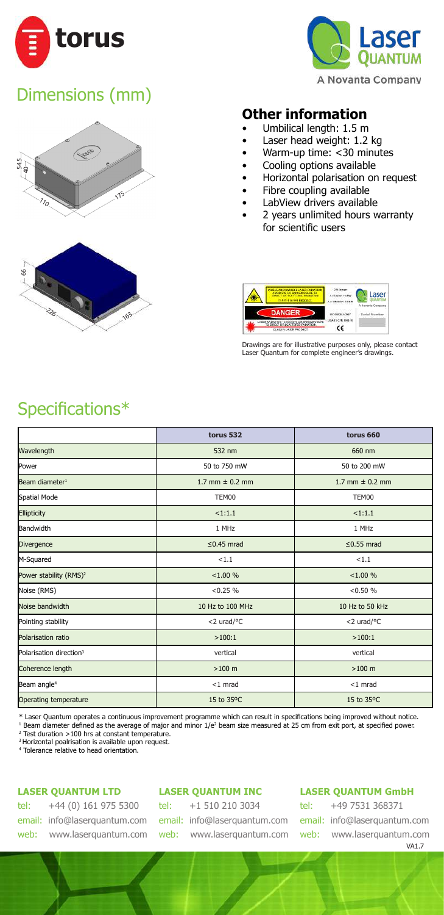torus

Laser Quantum
A Novanta Company

# Dimensions (mm)

54.5
40
110
175

66
226
163

## Other information

- Umbilical length: 1.5 m
- Laser head weight: 1.2 kg
- Warm-up time: <30 minutes
- Cooling options available
- Horizontal polarisation on request
- Fibre coupling available
- LabView drivers available
- 2 years unlimited hours warranty for scientific users

Drawings are for illustrative purposes only, please contact Laser Quantum for complete engineer's drawings.

# Specifications*

| | torus 532 | torus 660 |
|---|---|---|
| Wavelength | 532 nm | 660 nm |
| Power | 50 to 750 mW | 50 to 200 mW |
| Beam diameter[1] | 1.7 mm ± 0.2 mm | 1.7 mm ± 0.2 mm |
| Spatial Mode | TEM00 | TEM00 |
| Ellipticity | <1:1.1 | <1:1.1 |
| Bandwidth | 1 MHz | 1 MHz |
| Divergence | ≤0.45 mrad | ≤0.55 mrad |
| M-Squared | <1.1 | <1.1 |
| Power stability (RMS)[2] | <1.00 % | <1.00 % |
| Noise (RMS) | <0.25 % | <0.50 % |
| Noise bandwidth | 10 Hz to 100 MHz | 10 Hz to 50 kHz |
| Pointing stability | <2 urad/°C | <2 urad/°C |
| Polarisation ratio | >100:1 | >100:1 |
| Polarisation direction[3] | vertical | vertical |
| Coherence length | >100 m | >100 m |
| Beam angle[4] | <1 mrad | <1 mrad |
| Operating temperature | 15 to 35ºC | 15 to 35ºC |

* Laser Quantum operates a continuous improvement programme which can result in specifications being improved without notice.
[1] Beam diameter defined as the average of major and minor $1/e^2$ beam size measured at 25 cm from exit port, at specified power.
[2] Test duration >100 hrs at constant temperature.
[3] Horizontal poalrisation is available upon request.
[4] Tolerance relative to head orientation.

**LASER QUANTUM LTD**
tel: +44 (0) 161 975 5300
email: info@laserquantum.com
web: www.laserquantum.com

**LASER QUANTUM INC**
tel: +1 510 210 3034
email: info@laserquantum.com
web: www.laserquantum.com

**LASER QUANTUM GmbH**
tel: +49 7531 368371
email: info@laserquantum.com
web: www.laserquantum.com

VA1.7